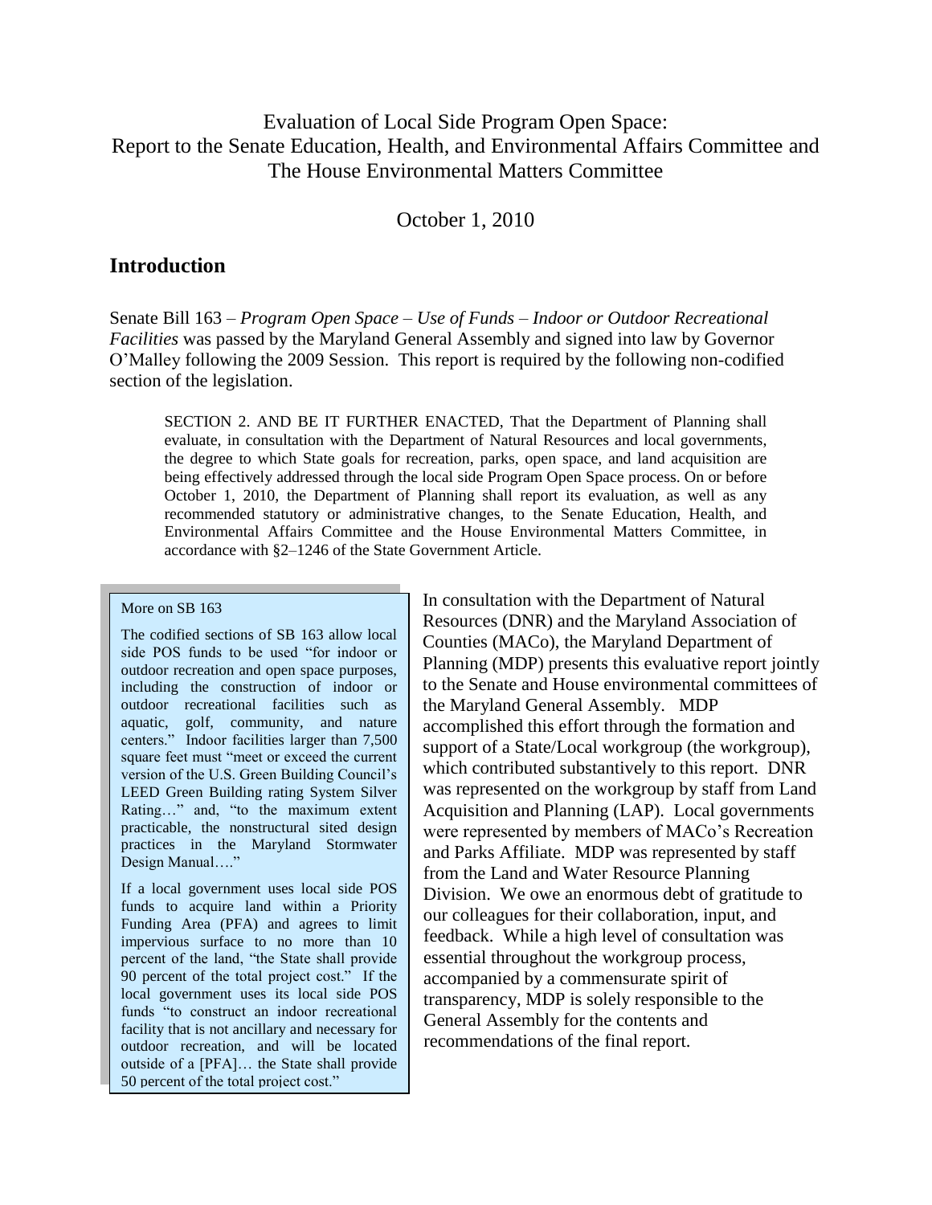# Evaluation of Local Side Program Open Space: Report to the Senate Education, Health, and Environmental Affairs Committee and The House Environmental Matters Committee

October 1, 2010

## Introduction

Senate Bill 163 – *Program Open Space – Use of Funds – Indoor or Outdoor Recreational Facilities* was passed by the Maryland General Assembly and signed into law by Governor O'Malley following the 2009 Session. This report is required by the following non-codified section of the legislation.

> SECTION 2. AND BE IT FURTHER ENACTED, That the Department of Planning shall evaluate, in consultation with the Department of Natural Resources and local governments, the degree to which State goals for recreation, parks, open space, and land acquisition are being effectively addressed through the local side Program Open Space process. On or before October 1, 2010, the Department of Planning shall report its evaluation, as well as any recommended statutory or administrative changes, to the Senate Education, Health, and Environmental Affairs Committee and the House Environmental Matters Committee, in accordance with §2–1246 of the State Government Article.

In consultation with the Department of Natural Resources (DNR) and the Maryland Association of Counties (MACo), the Maryland Department of Planning (MDP) presents this evaluative report jointly to the Senate and House environmental committees of the Maryland General Assembly. MDP accomplished this effort through the formation and support of a State/Local workgroup (the workgroup), which contributed substantively to this report. DNR was represented on the workgroup by staff from Land Acquisition and Planning (LAP). Local governments were represented by members of MACo's Recreation and Parks Affiliate. MDP was represented by staff from the Land and Water Resource Planning Division. We owe an enormous debt of gratitude to our colleagues for their collaboration, input, and feedback. While a high level of consultation was essential throughout the workgroup process, accompanied by a commensurate spirit of transparency, MDP is solely responsible to the General Assembly for the contents and recommendations of the final report.

> More on SB 163
>
> The codified sections of SB 163 allow local side POS funds to be used "for indoor or outdoor recreation and open space purposes, including the construction of indoor or outdoor recreational facilities such as aquatic, golf, community, and nature centers." Indoor facilities larger than 7,500 square feet must "meet or exceed the current version of the U.S. Green Building Council's LEED Green Building rating System Silver Rating…" and, "to the maximum extent practicable, the nonstructural sited design practices in the Maryland Stormwater Design Manual…."
>
> If a local government uses local side POS funds to acquire land within a Priority Funding Area (PFA) and agrees to limit impervious surface to no more than 10 percent of the land, "the State shall provide 90 percent of the total project cost." If the local government uses its local side POS funds "to construct an indoor recreational facility that is not ancillary and necessary for outdoor recreation, and will be located outside of a [PFA]… the State shall provide 50 percent of the total project cost."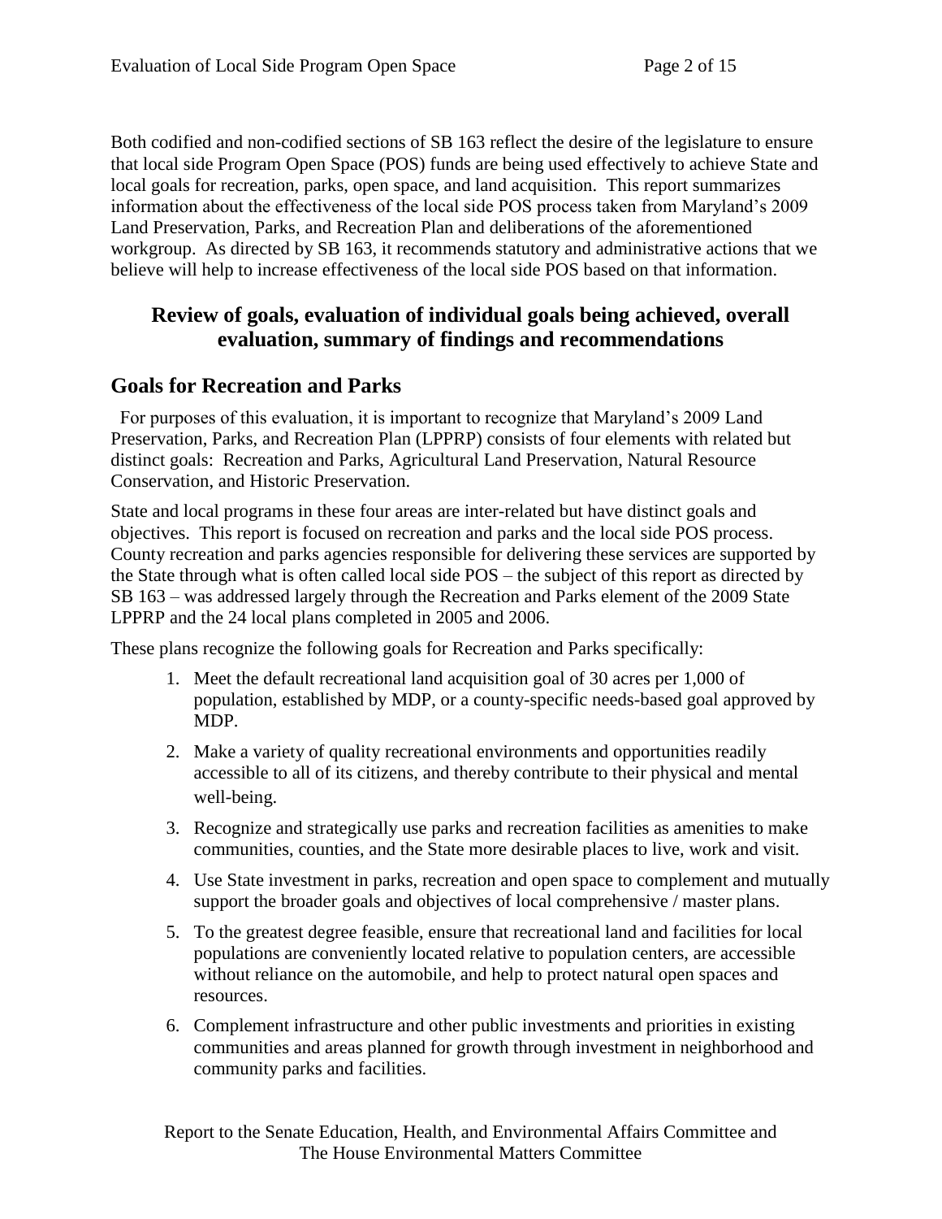Both codified and non-codified sections of SB 163 reflect the desire of the legislature to ensure that local side Program Open Space (POS) funds are being used effectively to achieve State and local goals for recreation, parks, open space, and land acquisition. This report summarizes information about the effectiveness of the local side POS process taken from Maryland's 2009 Land Preservation, Parks, and Recreation Plan and deliberations of the aforementioned workgroup. As directed by SB 163, it recommends statutory and administrative actions that we believe will help to increase effectiveness of the local side POS based on that information.

## Review of goals, evaluation of individual goals being achieved, overall evaluation, summary of findings and recommendations

## Goals for Recreation and Parks

For purposes of this evaluation, it is important to recognize that Maryland's 2009 Land Preservation, Parks, and Recreation Plan (LPPRP) consists of four elements with related but distinct goals: Recreation and Parks, Agricultural Land Preservation, Natural Resource Conservation, and Historic Preservation.

State and local programs in these four areas are inter-related but have distinct goals and objectives. This report is focused on recreation and parks and the local side POS process. County recreation and parks agencies responsible for delivering these services are supported by the State through what is often called local side POS – the subject of this report as directed by SB 163 – was addressed largely through the Recreation and Parks element of the 2009 State LPPRP and the 24 local plans completed in 2005 and 2006.

These plans recognize the following goals for Recreation and Parks specifically:

1. Meet the default recreational land acquisition goal of 30 acres per 1,000 of population, established by MDP, or a county-specific needs-based goal approved by MDP.
2. Make a variety of quality recreational environments and opportunities readily accessible to all of its citizens, and thereby contribute to their physical and mental well-being.
3. Recognize and strategically use parks and recreation facilities as amenities to make communities, counties, and the State more desirable places to live, work and visit.
4. Use State investment in parks, recreation and open space to complement and mutually support the broader goals and objectives of local comprehensive / master plans.
5. To the greatest degree feasible, ensure that recreational land and facilities for local populations are conveniently located relative to population centers, are accessible without reliance on the automobile, and help to protect natural open spaces and resources.
6. Complement infrastructure and other public investments and priorities in existing communities and areas planned for growth through investment in neighborhood and community parks and facilities.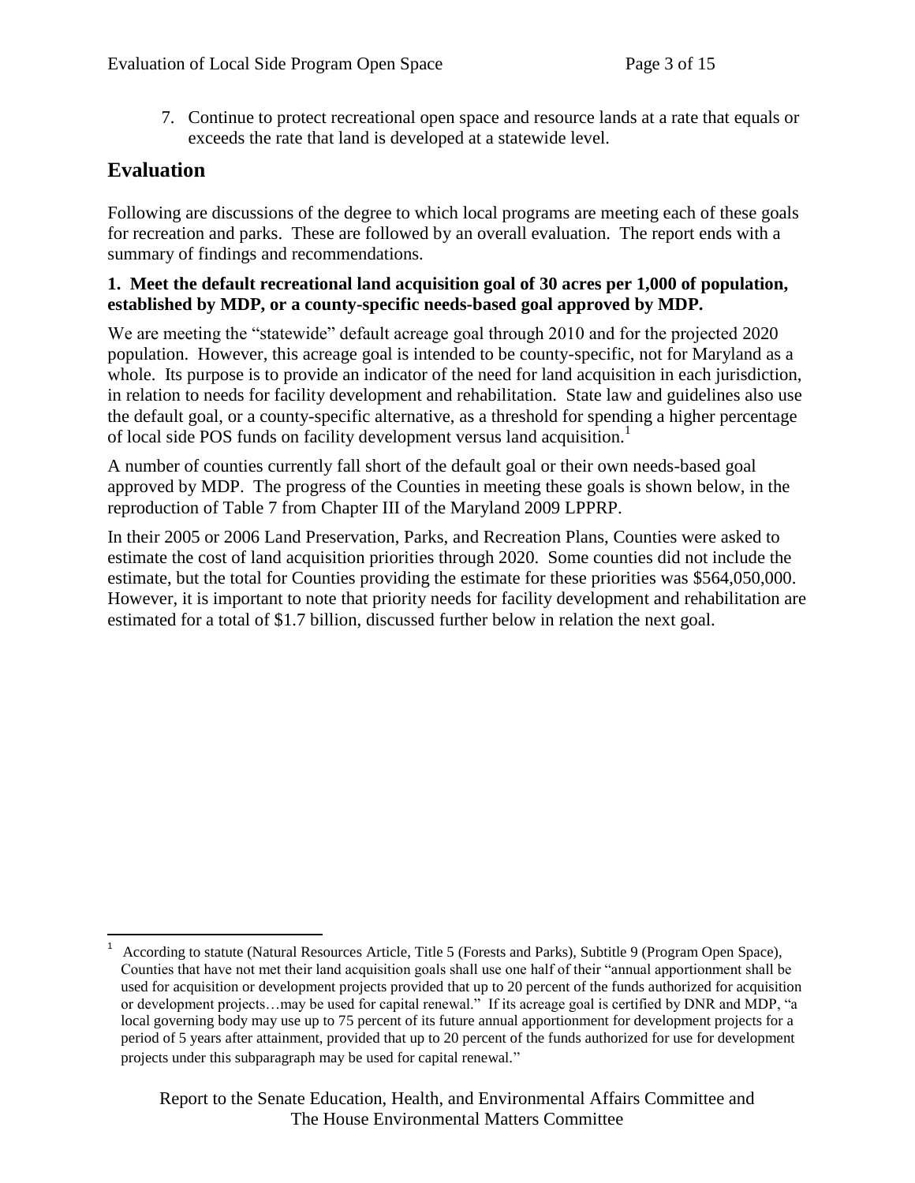7. Continue to protect recreational open space and resource lands at a rate that equals or exceeds the rate that land is developed at a statewide level.

## Evaluation

Following are discussions of the degree to which local programs are meeting each of these goals for recreation and parks. These are followed by an overall evaluation. The report ends with a summary of findings and recommendations.

**1. Meet the default recreational land acquisition goal of 30 acres per 1,000 of population, established by MDP, or a county-specific needs-based goal approved by MDP.**

We are meeting the "statewide" default acreage goal through 2010 and for the projected 2020 population. However, this acreage goal is intended to be county-specific, not for Maryland as a whole. Its purpose is to provide an indicator of the need for land acquisition in each jurisdiction, in relation to needs for facility development and rehabilitation. State law and guidelines also use the default goal, or a county-specific alternative, as a threshold for spending a higher percentage of local side POS funds on facility development versus land acquisition.[1]

A number of counties currently fall short of the default goal or their own needs-based goal approved by MDP. The progress of the Counties in meeting these goals is shown below, in the reproduction of Table 7 from Chapter III of the Maryland 2009 LPPRP.

In their 2005 or 2006 Land Preservation, Parks, and Recreation Plans, Counties were asked to estimate the cost of land acquisition priorities through 2020. Some counties did not include the estimate, but the total for Counties providing the estimate for these priorities was $564,050,000. However, it is important to note that priority needs for facility development and rehabilitation are estimated for a total of $1.7 billion, discussed further below in relation the next goal.

---

[1] According to statute (Natural Resources Article, Title 5 (Forests and Parks), Subtitle 9 (Program Open Space), Counties that have not met their land acquisition goals shall use one half of their "annual apportionment shall be used for acquisition or development projects provided that up to 20 percent of the funds authorized for acquisition or development projects…may be used for capital renewal." If its acreage goal is certified by DNR and MDP, "a local governing body may use up to 75 percent of its future annual apportionment for development projects for a period of 5 years after attainment, provided that up to 20 percent of the funds authorized for use for development projects under this subparagraph may be used for capital renewal."

Report to the Senate Education, Health, and Environmental Affairs Committee and The House Environmental Matters Committee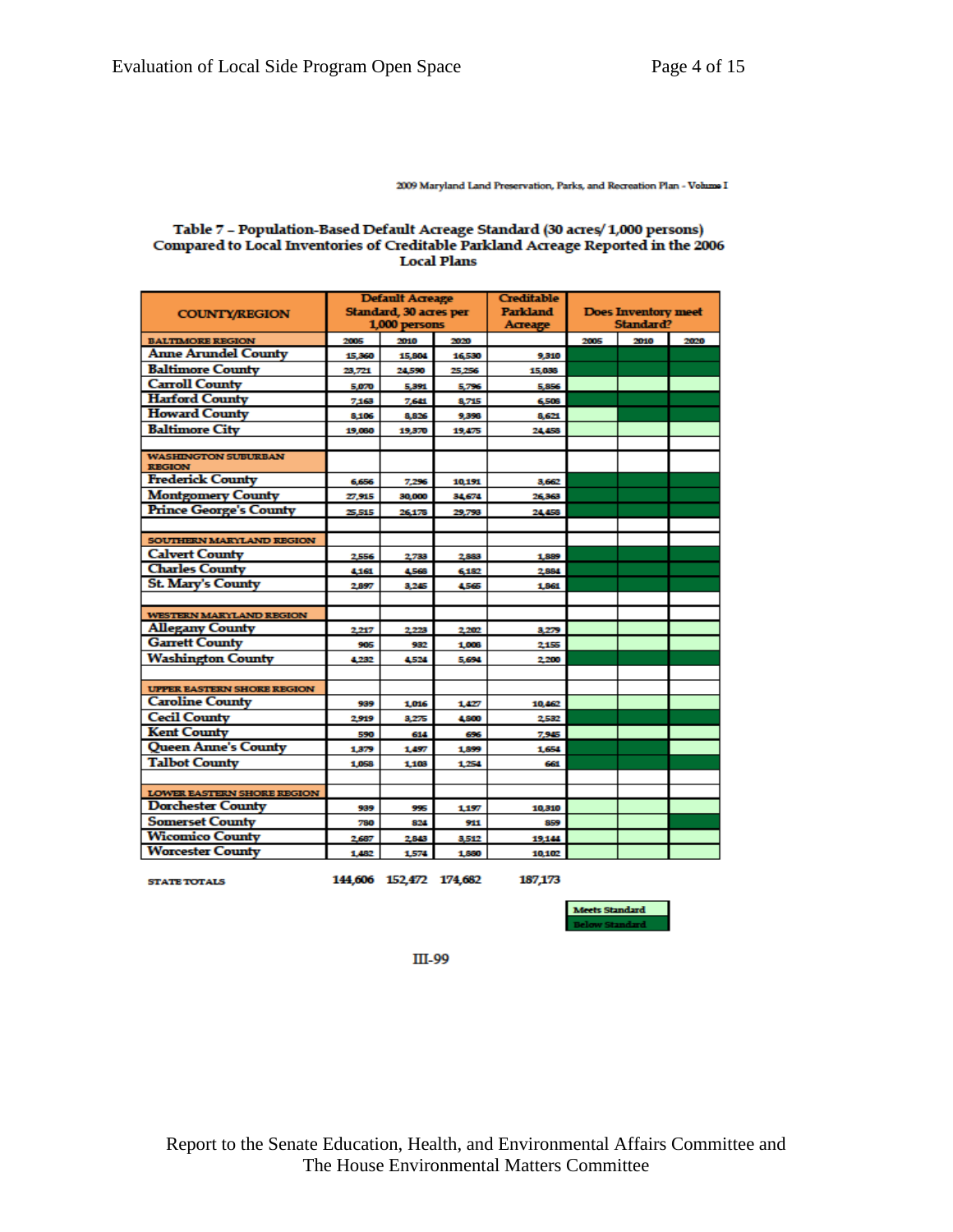**Table 7 – Population-Based Default Acreage Standard (30 acres/ 1,000 persons) Compared to Local Inventories of Creditable Parkland Acreage Reported in the 2006 Local Plans**

| COUNTY/REGION | Default Acreage Standard, 30 acres per 1,000 persons | | | Creditable Parkland Acreage | Does Inventory meet Standard? | | |
|---|---|---|---|---|---|---|---|
| **BALTIMORE REGION** | 2005 | 2010 | 2020 | | 2005 | 2010 | 2020 |
| Anne Arundel County | 15,360 | 15,804 | 16,530 | 9,310 | Below Standard | Below Standard | Below Standard |
| Baltimore County | 23,721 | 24,590 | 25,256 | 15,038 | Below Standard | Below Standard | Below Standard |
| Carroll County | 5,070 | 5,391 | 5,796 | 5,856 | Meets Standard | Meets Standard | Meets Standard |
| Harford County | 7,163 | 7,641 | 8,715 | 6,508 | Below Standard | Below Standard | Below Standard |
| Howard County | 8,106 | 8,826 | 9,398 | 8,621 | Below Standard | Below Standard | Below Standard |
| Baltimore City | 19,080 | 19,370 | 19,475 | 24,458 | Meets Standard | Below Standard | Meets Standard |
| | | | | | | | |
| **WASHINGTON SUBURBAN REGION** | | | | | | | |
| Frederick County | 6,656 | 7,296 | 10,191 | 3,662 | Below Standard | Below Standard | Below Standard |
| Montgomery County | 27,915 | 30,000 | 34,674 | 26,363 | Below Standard | Below Standard | Below Standard |
| Prince George's County | 25,515 | 26,178 | 29,793 | 24,458 | Below Standard | Below Standard | Below Standard |
| | | | | | | | |
| **SOUTHERN MARYLAND REGION** | | | | | | | |
| Calvert County | 2,556 | 2,733 | 2,883 | 1,889 | Below Standard | Below Standard | Below Standard |
| Charles County | 4,161 | 4,568 | 6,182 | 2,884 | Below Standard | Below Standard | Below Standard |
| St. Mary's County | 2,897 | 3,245 | 4,565 | 1,861 | Below Standard | Below Standard | Below Standard |
| | | | | | | | |
| **WESTERN MARYLAND REGION** | | | | | | | |
| Allegany County | 2,217 | 2,223 | 2,202 | 3,279 | Meets Standard | Meets Standard | Meets Standard |
| Garrett County | 905 | 932 | 1,008 | 2,155 | Meets Standard | Meets Standard | Meets Standard |
| Washington County | 4,232 | 4,524 | 5,694 | 2,200 | Below Standard | Below Standard | Below Standard |
| | | | | | | | |
| **UPPER EASTERN SHORE REGION** | | | | | | | |
| Caroline County | 939 | 1,016 | 1,427 | 10,462 | Meets Standard | Meets Standard | Meets Standard |
| Cecil County | 2,919 | 3,275 | 4,800 | 2,532 | Below Standard | Below Standard | Below Standard |
| Kent County | 590 | 614 | 696 | 7,945 | Meets Standard | Meets Standard | Meets Standard |
| Queen Anne's County | 1,379 | 1,497 | 1,899 | 1,654 | Below Standard | Below Standard | Below Standard |
| Talbot County | 1,058 | 1,103 | 1,254 | 661 | Below Standard | Below Standard | Below Standard |
| | | | | | | | |
| **LOWER EASTERN SHORE REGION** | | | | | | | |
| Dorchester County | 939 | 995 | 1,197 | 10,310 | Meets Standard | Meets Standard | Meets Standard |
| Somerset County | 780 | 824 | 911 | 859 | Meets Standard | Meets Standard | Below Standard |
| Wicomico County | 2,687 | 2,843 | 3,512 | 19,144 | Meets Standard | Meets Standard | Meets Standard |
| Worcester County | 1,482 | 1,574 | 1,880 | 10,102 | Meets Standard | Meets Standard | Meets Standard |
| | | | | | | | |
| **STATE TOTALS** | 144,606 | 152,472 | 174,682 | 187,173 | | | |

Legend: Meets Standard (light green); Below Standard (dark green)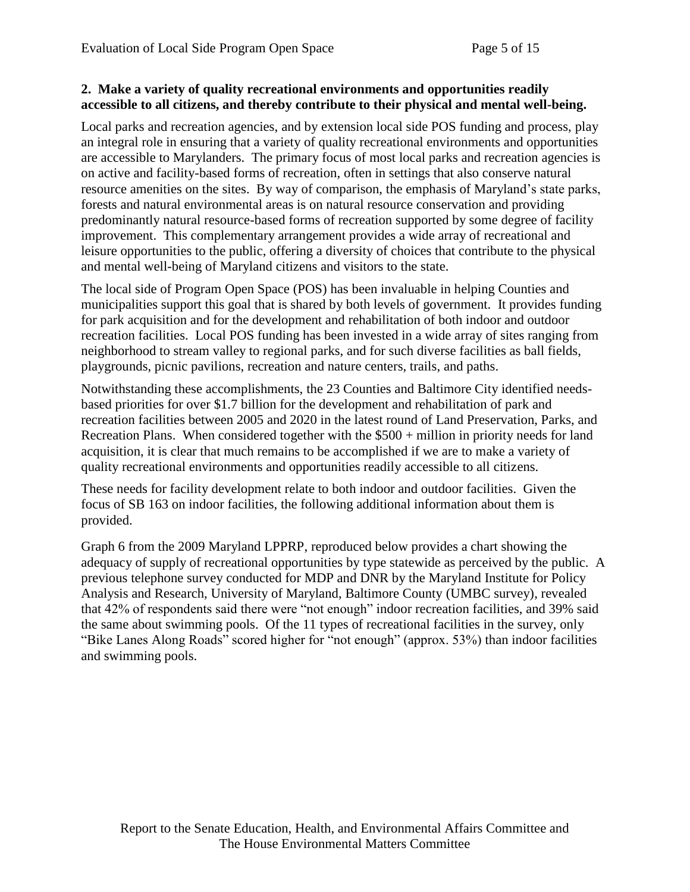**2. Make a variety of quality recreational environments and opportunities readily accessible to all citizens, and thereby contribute to their physical and mental well-being.**

Local parks and recreation agencies, and by extension local side POS funding and process, play an integral role in ensuring that a variety of quality recreational environments and opportunities are accessible to Marylanders. The primary focus of most local parks and recreation agencies is on active and facility-based forms of recreation, often in settings that also conserve natural resource amenities on the sites. By way of comparison, the emphasis of Maryland's state parks, forests and natural environmental areas is on natural resource conservation and providing predominantly natural resource-based forms of recreation supported by some degree of facility improvement. This complementary arrangement provides a wide array of recreational and leisure opportunities to the public, offering a diversity of choices that contribute to the physical and mental well-being of Maryland citizens and visitors to the state.

The local side of Program Open Space (POS) has been invaluable in helping Counties and municipalities support this goal that is shared by both levels of government. It provides funding for park acquisition and for the development and rehabilitation of both indoor and outdoor recreation facilities. Local POS funding has been invested in a wide array of sites ranging from neighborhood to stream valley to regional parks, and for such diverse facilities as ball fields, playgrounds, picnic pavilions, recreation and nature centers, trails, and paths.

Notwithstanding these accomplishments, the 23 Counties and Baltimore City identified needs-based priorities for over $1.7 billion for the development and rehabilitation of park and recreation facilities between 2005 and 2020 in the latest round of Land Preservation, Parks, and Recreation Plans. When considered together with the $500 + million in priority needs for land acquisition, it is clear that much remains to be accomplished if we are to make a variety of quality recreational environments and opportunities readily accessible to all citizens.

These needs for facility development relate to both indoor and outdoor facilities. Given the focus of SB 163 on indoor facilities, the following additional information about them is provided.

Graph 6 from the 2009 Maryland LPPRP, reproduced below provides a chart showing the adequacy of supply of recreational opportunities by type statewide as perceived by the public. A previous telephone survey conducted for MDP and DNR by the Maryland Institute for Policy Analysis and Research, University of Maryland, Baltimore County (UMBC survey), revealed that 42% of respondents said there were "not enough" indoor recreation facilities, and 39% said the same about swimming pools. Of the 11 types of recreational facilities in the survey, only "Bike Lanes Along Roads" scored higher for "not enough" (approx. 53%) than indoor facilities and swimming pools.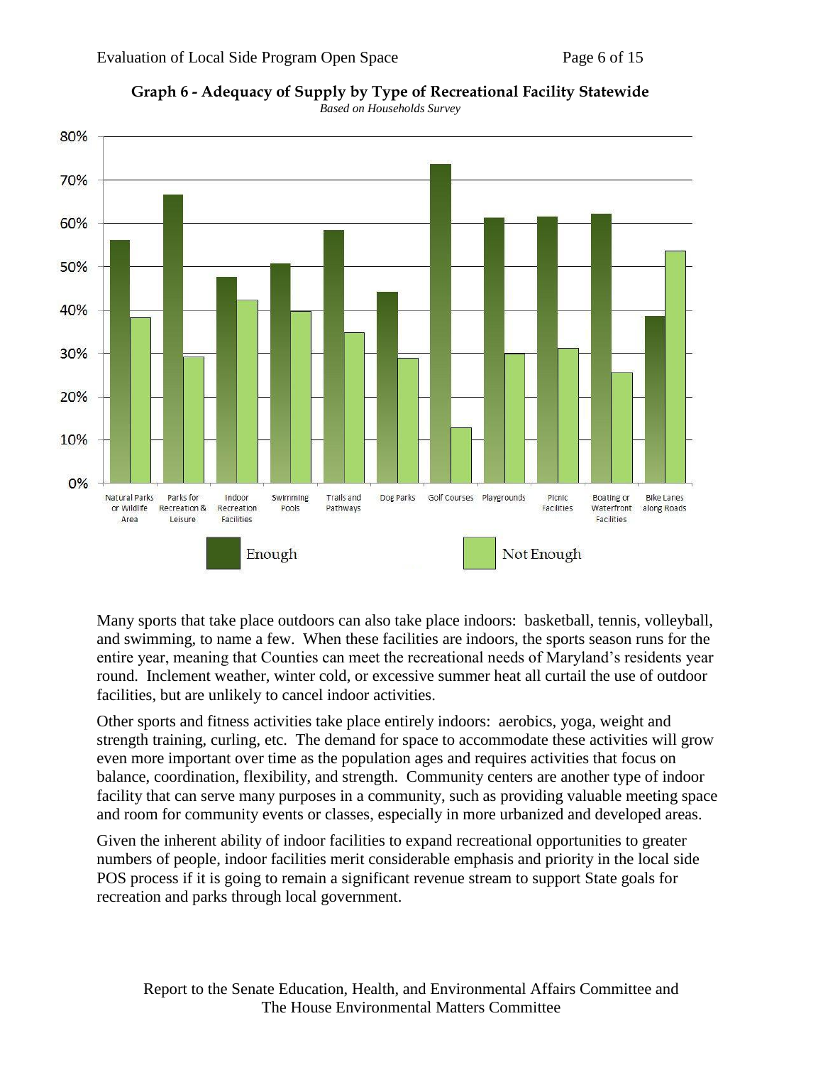**Graph 6 - Adequacy of Supply by Type of Recreational Facility Statewide**

*Based on Households Survey*

Many sports that take place outdoors can also take place indoors: basketball, tennis, volleyball, and swimming, to name a few. When these facilities are indoors, the sports season runs for the entire year, meaning that Counties can meet the recreational needs of Maryland's residents year round. Inclement weather, winter cold, or excessive summer heat all curtail the use of outdoor facilities, but are unlikely to cancel indoor activities.

Other sports and fitness activities take place entirely indoors: aerobics, yoga, weight and strength training, curling, etc. The demand for space to accommodate these activities will grow even more important over time as the population ages and requires activities that focus on balance, coordination, flexibility, and strength. Community centers are another type of indoor facility that can serve many purposes in a community, such as providing valuable meeting space and room for community events or classes, especially in more urbanized and developed areas.

Given the inherent ability of indoor facilities to expand recreational opportunities to greater numbers of people, indoor facilities merit considerable emphasis and priority in the local side POS process if it is going to remain a significant revenue stream to support State goals for recreation and parks through local government.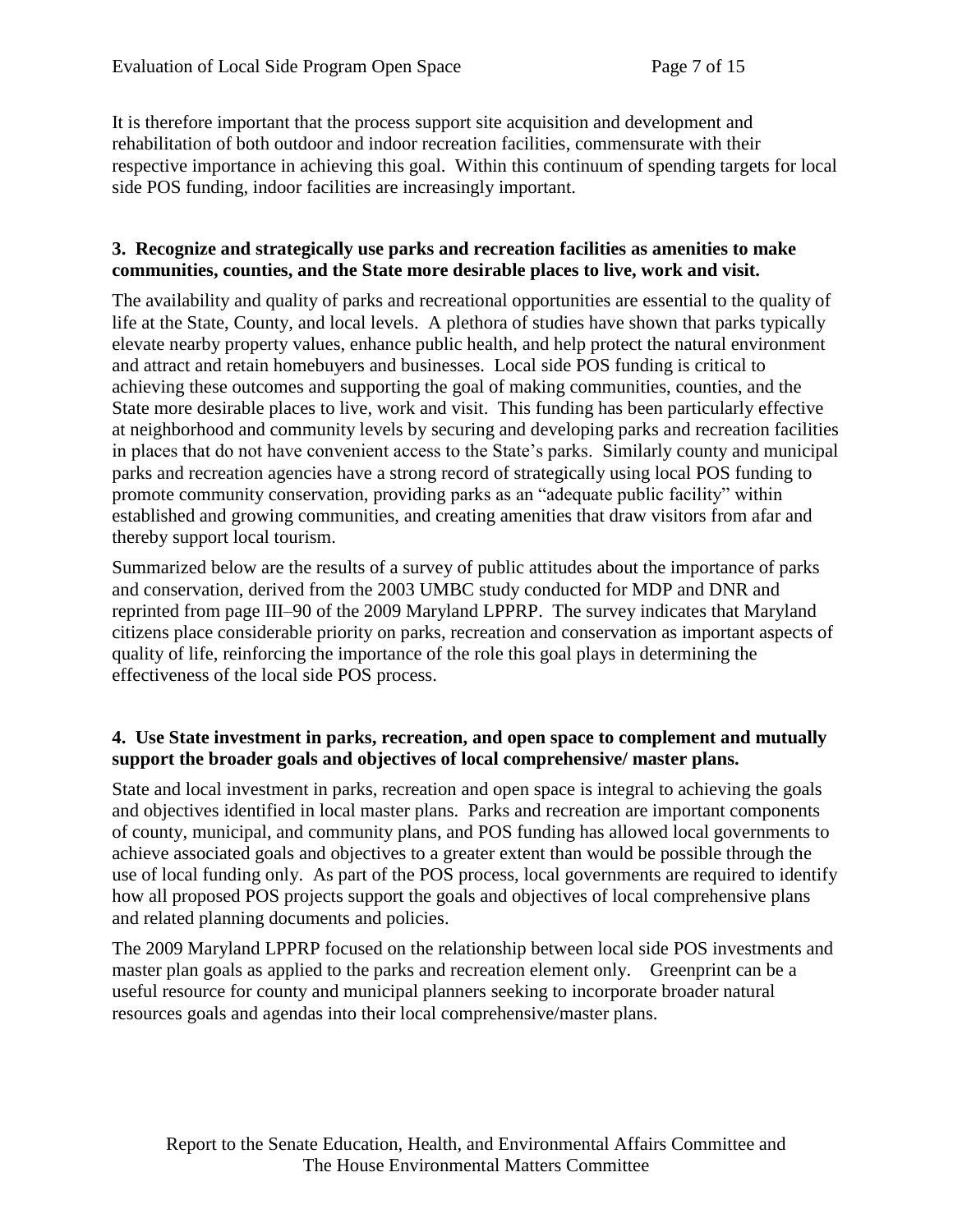It is therefore important that the process support site acquisition and development and rehabilitation of both outdoor and indoor recreation facilities, commensurate with their respective importance in achieving this goal. Within this continuum of spending targets for local side POS funding, indoor facilities are increasingly important.

**3. Recognize and strategically use parks and recreation facilities as amenities to make communities, counties, and the State more desirable places to live, work and visit.**

The availability and quality of parks and recreational opportunities are essential to the quality of life at the State, County, and local levels. A plethora of studies have shown that parks typically elevate nearby property values, enhance public health, and help protect the natural environment and attract and retain homebuyers and businesses. Local side POS funding is critical to achieving these outcomes and supporting the goal of making communities, counties, and the State more desirable places to live, work and visit. This funding has been particularly effective at neighborhood and community levels by securing and developing parks and recreation facilities in places that do not have convenient access to the State's parks. Similarly county and municipal parks and recreation agencies have a strong record of strategically using local POS funding to promote community conservation, providing parks as an "adequate public facility" within established and growing communities, and creating amenities that draw visitors from afar and thereby support local tourism.

Summarized below are the results of a survey of public attitudes about the importance of parks and conservation, derived from the 2003 UMBC study conducted for MDP and DNR and reprinted from page III–90 of the 2009 Maryland LPPRP. The survey indicates that Maryland citizens place considerable priority on parks, recreation and conservation as important aspects of quality of life, reinforcing the importance of the role this goal plays in determining the effectiveness of the local side POS process.

**4. Use State investment in parks, recreation, and open space to complement and mutually support the broader goals and objectives of local comprehensive/ master plans.**

State and local investment in parks, recreation and open space is integral to achieving the goals and objectives identified in local master plans. Parks and recreation are important components of county, municipal, and community plans, and POS funding has allowed local governments to achieve associated goals and objectives to a greater extent than would be possible through the use of local funding only. As part of the POS process, local governments are required to identify how all proposed POS projects support the goals and objectives of local comprehensive plans and related planning documents and policies.

The 2009 Maryland LPPRP focused on the relationship between local side POS investments and master plan goals as applied to the parks and recreation element only. Greenprint can be a useful resource for county and municipal planners seeking to incorporate broader natural resources goals and agendas into their local comprehensive/master plans.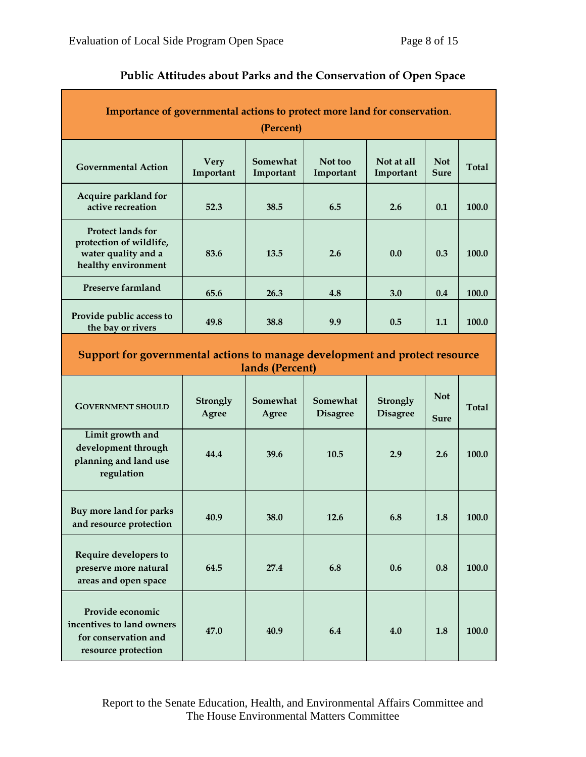## Public Attitudes about Parks and the Conservation of Open Space

| Importance of governmental actions to protect more land for conservation. (Percent) | | | | | | |
|---|---|---|---|---|---|---|
| **Governmental Action** | **Very Important** | **Somewhat Important** | **Not too Important** | **Not at all Important** | **Not Sure** | **Total** |
| Acquire parkland for active recreation | 52.3 | 38.5 | 6.5 | 2.6 | 0.1 | 100.0 |
| Protect lands for protection of wildlife, water quality and a healthy environment | 83.6 | 13.5 | 2.6 | 0.0 | 0.3 | 100.0 |
| Preserve farmland | 65.6 | 26.3 | 4.8 | 3.0 | 0.4 | 100.0 |
| Provide public access to the bay or rivers | 49.8 | 38.8 | 9.9 | 0.5 | 1.1 | 100.0 |

| Support for governmental actions to manage development and protect resource lands (Percent) | | | | | | |
|---|---|---|---|---|---|---|
| **Government should** | **Strongly Agree** | **Somewhat Agree** | **Somewhat Disagree** | **Strongly Disagree** | **Not Sure** | **Total** |
| Limit growth and development through planning and land use regulation | 44.4 | 39.6 | 10.5 | 2.9 | 2.6 | 100.0 |
| Buy more land for parks and resource protection | 40.9 | 38.0 | 12.6 | 6.8 | 1.8 | 100.0 |
| Require developers to preserve more natural areas and open space | 64.5 | 27.4 | 6.8 | 0.6 | 0.8 | 100.0 |
| Provide economic incentives to land owners for conservation and resource protection | 47.0 | 40.9 | 6.4 | 4.0 | 1.8 | 100.0 |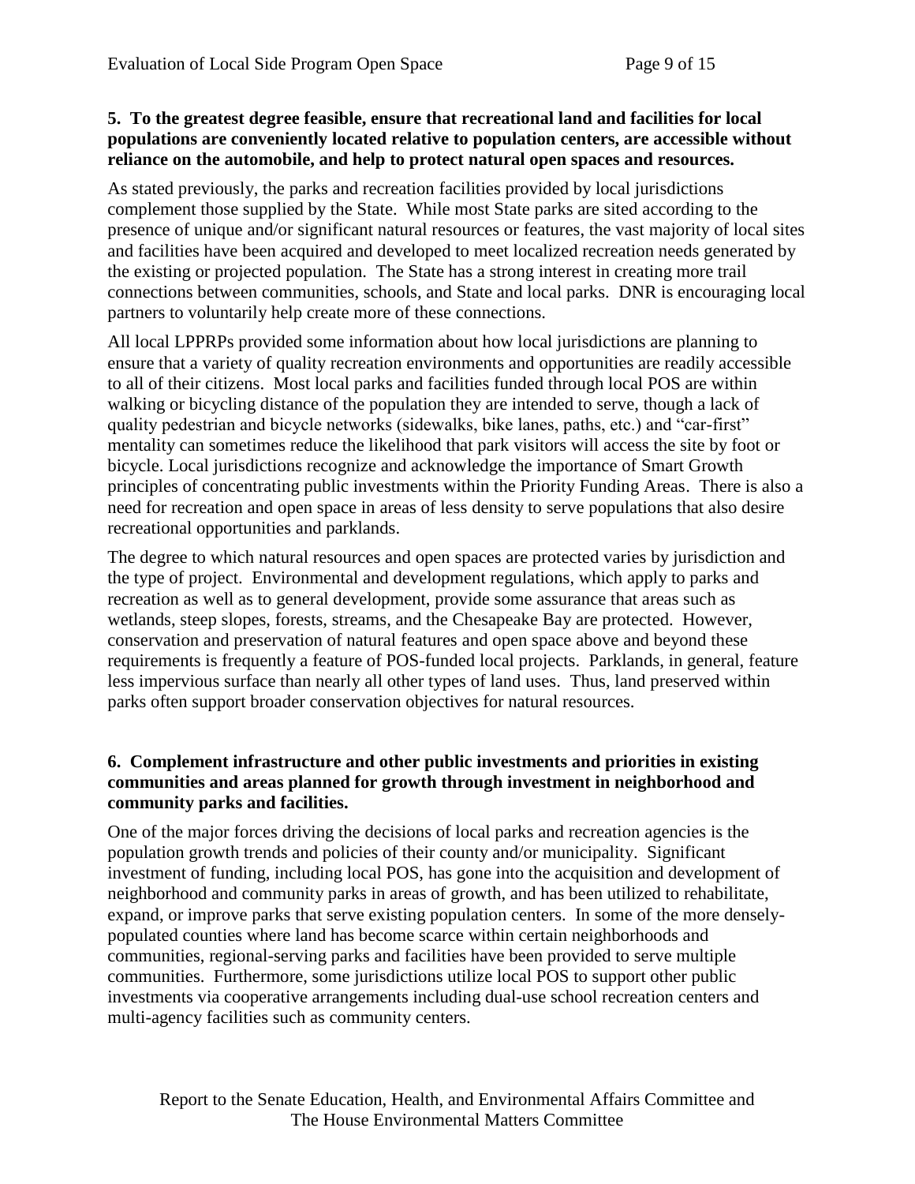**5. To the greatest degree feasible, ensure that recreational land and facilities for local populations are conveniently located relative to population centers, are accessible without reliance on the automobile, and help to protect natural open spaces and resources.**

As stated previously, the parks and recreation facilities provided by local jurisdictions complement those supplied by the State. While most State parks are sited according to the presence of unique and/or significant natural resources or features, the vast majority of local sites and facilities have been acquired and developed to meet localized recreation needs generated by the existing or projected population. The State has a strong interest in creating more trail connections between communities, schools, and State and local parks. DNR is encouraging local partners to voluntarily help create more of these connections.

All local LPPRPs provided some information about how local jurisdictions are planning to ensure that a variety of quality recreation environments and opportunities are readily accessible to all of their citizens. Most local parks and facilities funded through local POS are within walking or bicycling distance of the population they are intended to serve, though a lack of quality pedestrian and bicycle networks (sidewalks, bike lanes, paths, etc.) and "car-first" mentality can sometimes reduce the likelihood that park visitors will access the site by foot or bicycle. Local jurisdictions recognize and acknowledge the importance of Smart Growth principles of concentrating public investments within the Priority Funding Areas. There is also a need for recreation and open space in areas of less density to serve populations that also desire recreational opportunities and parklands.

The degree to which natural resources and open spaces are protected varies by jurisdiction and the type of project. Environmental and development regulations, which apply to parks and recreation as well as to general development, provide some assurance that areas such as wetlands, steep slopes, forests, streams, and the Chesapeake Bay are protected. However, conservation and preservation of natural features and open space above and beyond these requirements is frequently a feature of POS-funded local projects. Parklands, in general, feature less impervious surface than nearly all other types of land uses. Thus, land preserved within parks often support broader conservation objectives for natural resources.

**6. Complement infrastructure and other public investments and priorities in existing communities and areas planned for growth through investment in neighborhood and community parks and facilities.**

One of the major forces driving the decisions of local parks and recreation agencies is the population growth trends and policies of their county and/or municipality. Significant investment of funding, including local POS, has gone into the acquisition and development of neighborhood and community parks in areas of growth, and has been utilized to rehabilitate, expand, or improve parks that serve existing population centers. In some of the more densely-populated counties where land has become scarce within certain neighborhoods and communities, regional-serving parks and facilities have been provided to serve multiple communities. Furthermore, some jurisdictions utilize local POS to support other public investments via cooperative arrangements including dual-use school recreation centers and multi-agency facilities such as community centers.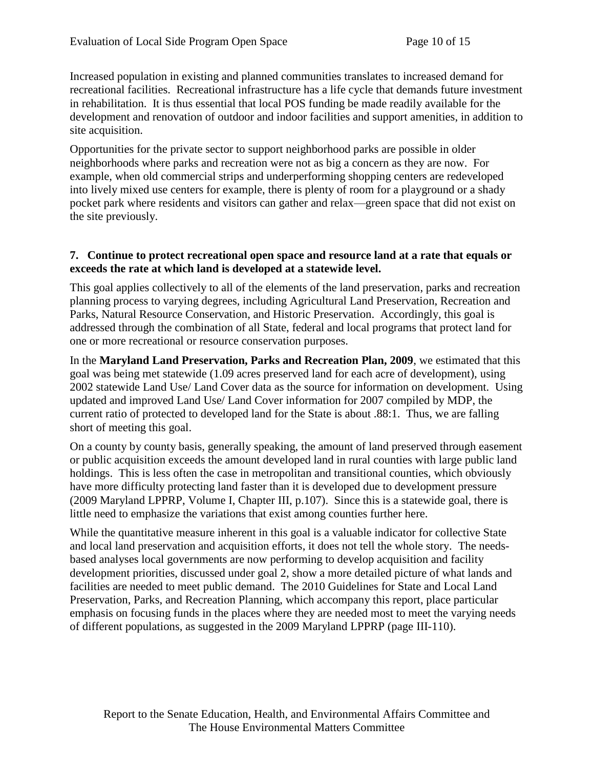Increased population in existing and planned communities translates to increased demand for recreational facilities. Recreational infrastructure has a life cycle that demands future investment in rehabilitation. It is thus essential that local POS funding be made readily available for the development and renovation of outdoor and indoor facilities and support amenities, in addition to site acquisition.

Opportunities for the private sector to support neighborhood parks are possible in older neighborhoods where parks and recreation were not as big a concern as they are now. For example, when old commercial strips and underperforming shopping centers are redeveloped into lively mixed use centers for example, there is plenty of room for a playground or a shady pocket park where residents and visitors can gather and relax—green space that did not exist on the site previously.

**7. Continue to protect recreational open space and resource land at a rate that equals or exceeds the rate at which land is developed at a statewide level.**

This goal applies collectively to all of the elements of the land preservation, parks and recreation planning process to varying degrees, including Agricultural Land Preservation, Recreation and Parks, Natural Resource Conservation, and Historic Preservation. Accordingly, this goal is addressed through the combination of all State, federal and local programs that protect land for one or more recreational or resource conservation purposes.

In the **Maryland Land Preservation, Parks and Recreation Plan, 2009**, we estimated that this goal was being met statewide (1.09 acres preserved land for each acre of development), using 2002 statewide Land Use/ Land Cover data as the source for information on development. Using updated and improved Land Use/ Land Cover information for 2007 compiled by MDP, the current ratio of protected to developed land for the State is about .88:1. Thus, we are falling short of meeting this goal.

On a county by county basis, generally speaking, the amount of land preserved through easement or public acquisition exceeds the amount developed land in rural counties with large public land holdings. This is less often the case in metropolitan and transitional counties, which obviously have more difficulty protecting land faster than it is developed due to development pressure (2009 Maryland LPPRP, Volume I, Chapter III, p.107). Since this is a statewide goal, there is little need to emphasize the variations that exist among counties further here.

While the quantitative measure inherent in this goal is a valuable indicator for collective State and local land preservation and acquisition efforts, it does not tell the whole story. The needs-based analyses local governments are now performing to develop acquisition and facility development priorities, discussed under goal 2, show a more detailed picture of what lands and facilities are needed to meet public demand. The 2010 Guidelines for State and Local Land Preservation, Parks, and Recreation Planning, which accompany this report, place particular emphasis on focusing funds in the places where they are needed most to meet the varying needs of different populations, as suggested in the 2009 Maryland LPPRP (page III-110).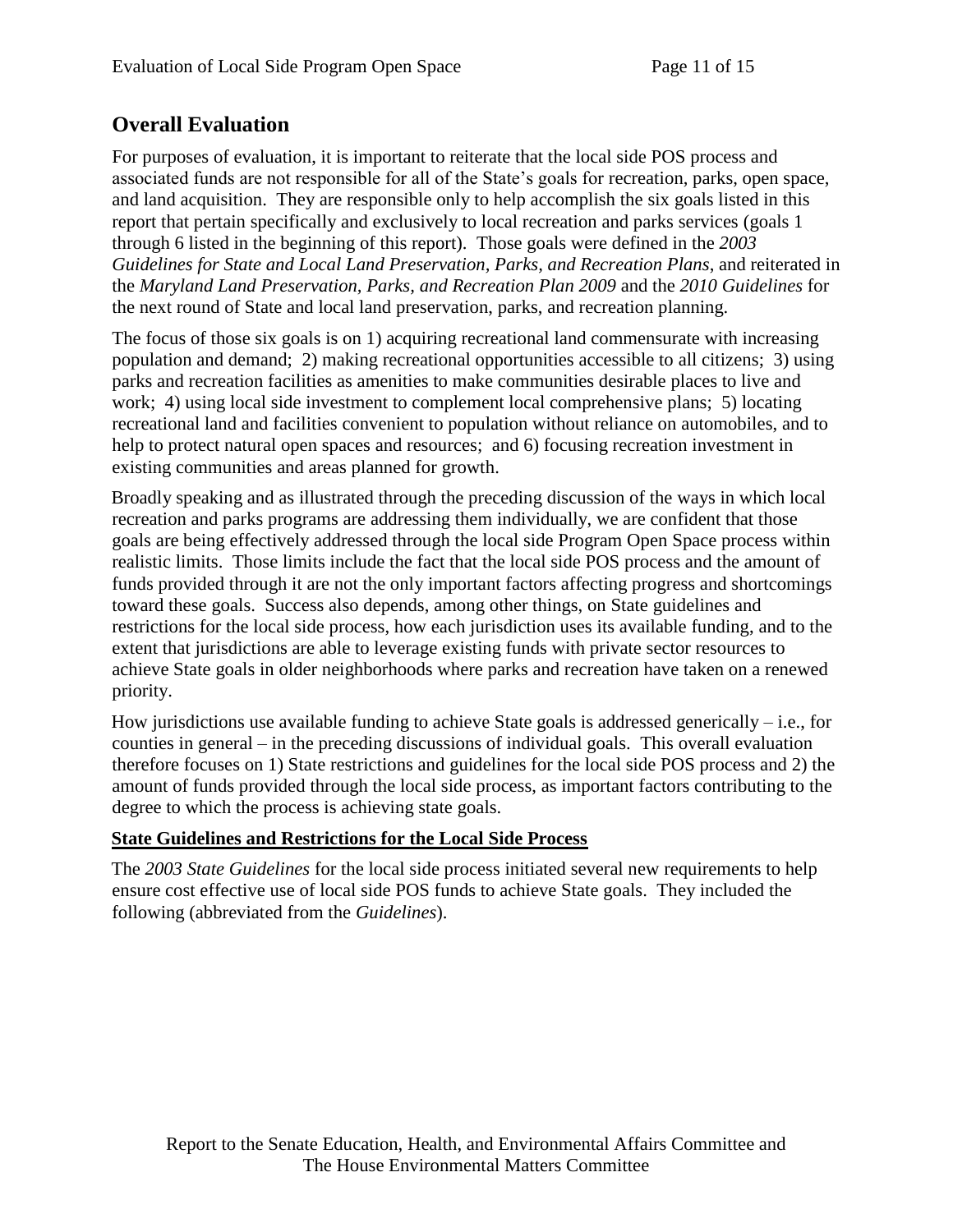## Overall Evaluation

For purposes of evaluation, it is important to reiterate that the local side POS process and associated funds are not responsible for all of the State's goals for recreation, parks, open space, and land acquisition. They are responsible only to help accomplish the six goals listed in this report that pertain specifically and exclusively to local recreation and parks services (goals 1 through 6 listed in the beginning of this report). Those goals were defined in the *2003 Guidelines for State and Local Land Preservation, Parks, and Recreation Plans*, and reiterated in the *Maryland Land Preservation, Parks, and Recreation Plan 2009* and the *2010 Guidelines* for the next round of State and local land preservation, parks, and recreation planning.

The focus of those six goals is on 1) acquiring recreational land commensurate with increasing population and demand; 2) making recreational opportunities accessible to all citizens; 3) using parks and recreation facilities as amenities to make communities desirable places to live and work; 4) using local side investment to complement local comprehensive plans; 5) locating recreational land and facilities convenient to population without reliance on automobiles, and to help to protect natural open spaces and resources; and 6) focusing recreation investment in existing communities and areas planned for growth.

Broadly speaking and as illustrated through the preceding discussion of the ways in which local recreation and parks programs are addressing them individually, we are confident that those goals are being effectively addressed through the local side Program Open Space process within realistic limits. Those limits include the fact that the local side POS process and the amount of funds provided through it are not the only important factors affecting progress and shortcomings toward these goals. Success also depends, among other things, on State guidelines and restrictions for the local side process, how each jurisdiction uses its available funding, and to the extent that jurisdictions are able to leverage existing funds with private sector resources to achieve State goals in older neighborhoods where parks and recreation have taken on a renewed priority.

How jurisdictions use available funding to achieve State goals is addressed generically – i.e., for counties in general – in the preceding discussions of individual goals. This overall evaluation therefore focuses on 1) State restrictions and guidelines for the local side POS process and 2) the amount of funds provided through the local side process, as important factors contributing to the degree to which the process is achieving state goals.

**State Guidelines and Restrictions for the Local Side Process**

The *2003 State Guidelines* for the local side process initiated several new requirements to help ensure cost effective use of local side POS funds to achieve State goals. They included the following (abbreviated from the *Guidelines*).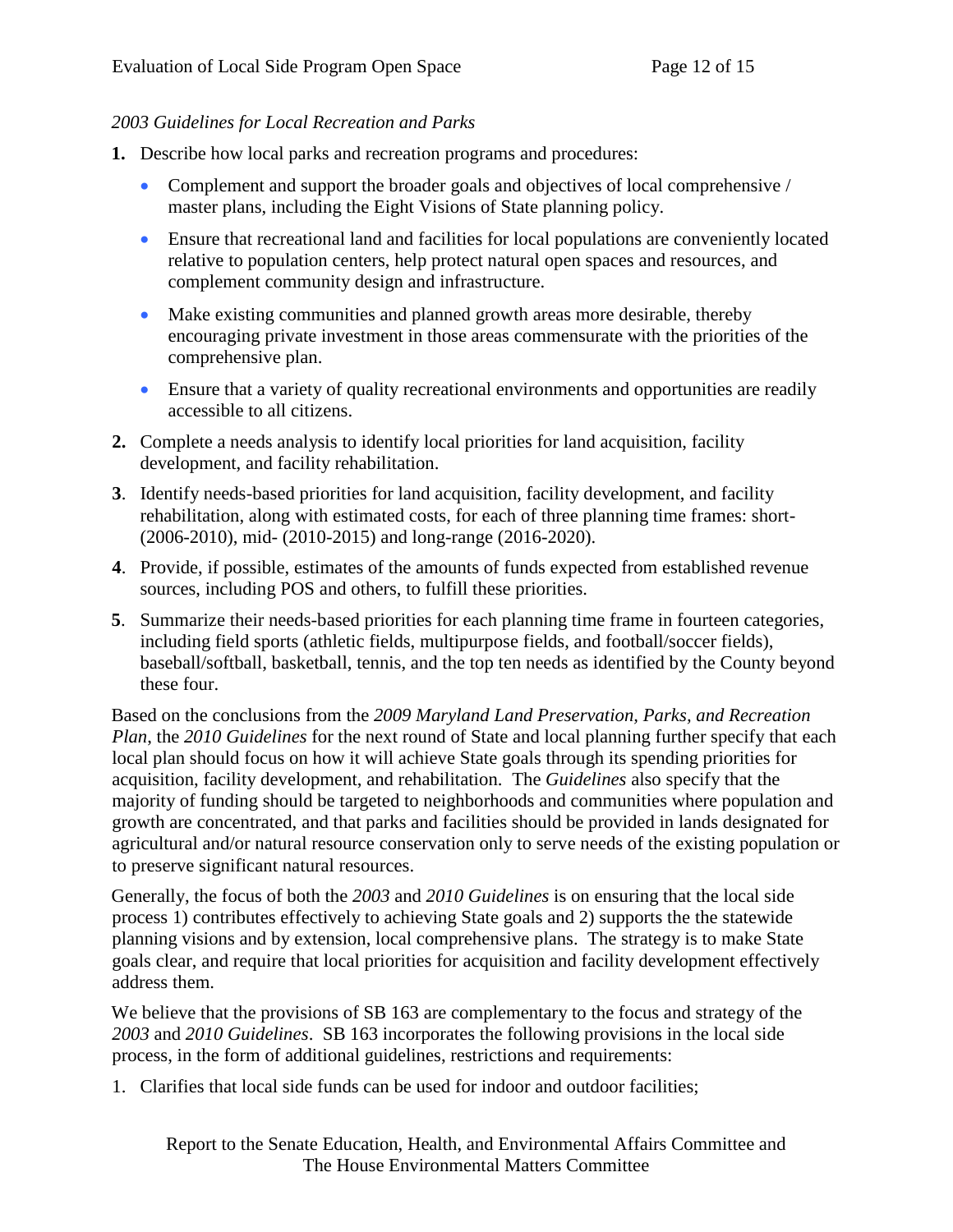*2003 Guidelines for Local Recreation and Parks*

**1.** Describe how local parks and recreation programs and procedures:

- Complement and support the broader goals and objectives of local comprehensive / master plans, including the Eight Visions of State planning policy.
- Ensure that recreational land and facilities for local populations are conveniently located relative to population centers, help protect natural open spaces and resources, and complement community design and infrastructure.
- Make existing communities and planned growth areas more desirable, thereby encouraging private investment in those areas commensurate with the priorities of the comprehensive plan.
- Ensure that a variety of quality recreational environments and opportunities are readily accessible to all citizens.

**2.** Complete a needs analysis to identify local priorities for land acquisition, facility development, and facility rehabilitation.

**3**. Identify needs-based priorities for land acquisition, facility development, and facility rehabilitation, along with estimated costs, for each of three planning time frames: short- (2006-2010), mid- (2010-2015) and long-range (2016-2020).

**4**. Provide, if possible, estimates of the amounts of funds expected from established revenue sources, including POS and others, to fulfill these priorities.

**5**. Summarize their needs-based priorities for each planning time frame in fourteen categories, including field sports (athletic fields, multipurpose fields, and football/soccer fields), baseball/softball, basketball, tennis, and the top ten needs as identified by the County beyond these four.

Based on the conclusions from the *2009 Maryland Land Preservation, Parks, and Recreation Plan*, the *2010 Guidelines* for the next round of State and local planning further specify that each local plan should focus on how it will achieve State goals through its spending priorities for acquisition, facility development, and rehabilitation. The *Guidelines* also specify that the majority of funding should be targeted to neighborhoods and communities where population and growth are concentrated, and that parks and facilities should be provided in lands designated for agricultural and/or natural resource conservation only to serve needs of the existing population or to preserve significant natural resources.

Generally, the focus of both the *2003* and *2010 Guidelines* is on ensuring that the local side process 1) contributes effectively to achieving State goals and 2) supports the the statewide planning visions and by extension, local comprehensive plans. The strategy is to make State goals clear, and require that local priorities for acquisition and facility development effectively address them.

We believe that the provisions of SB 163 are complementary to the focus and strategy of the *2003* and *2010 Guidelines*. SB 163 incorporates the following provisions in the local side process, in the form of additional guidelines, restrictions and requirements:

1. Clarifies that local side funds can be used for indoor and outdoor facilities;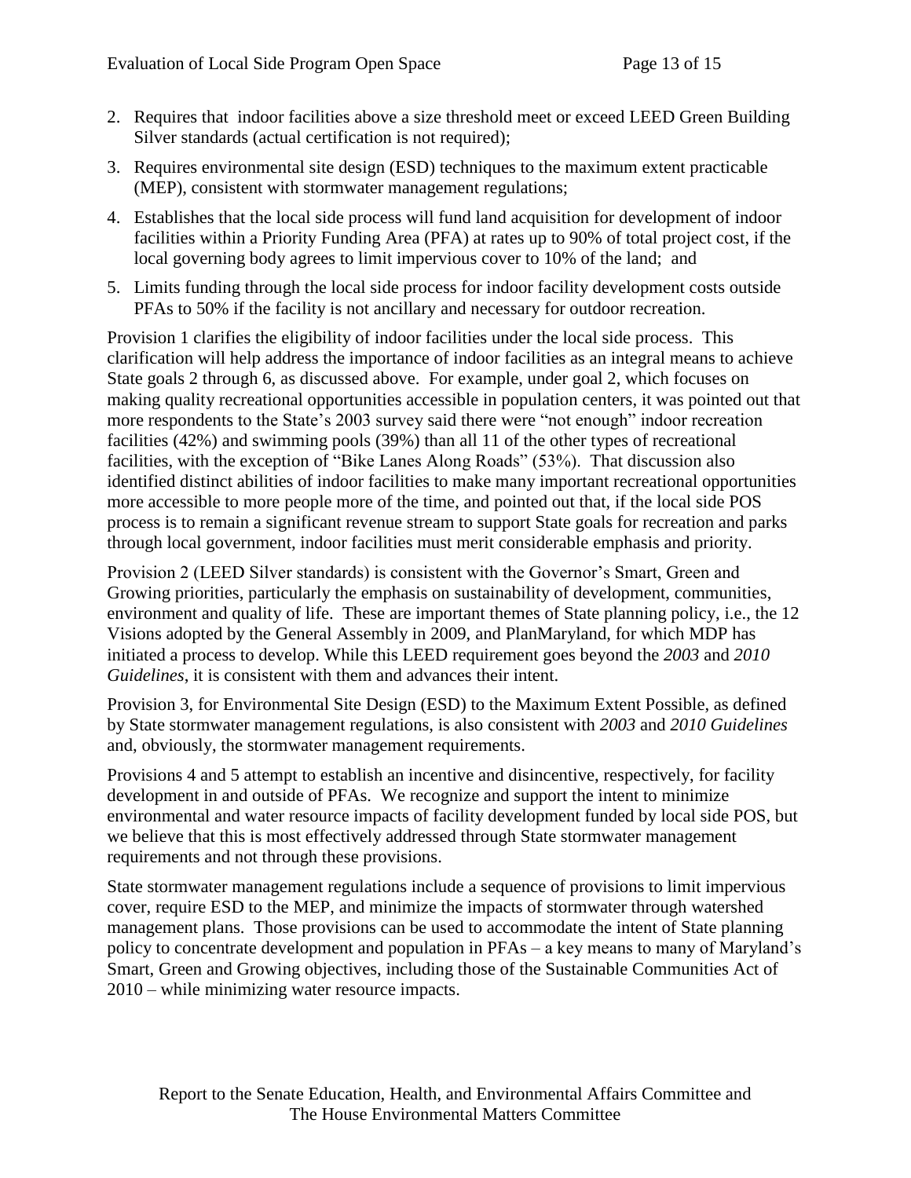2. Requires that indoor facilities above a size threshold meet or exceed LEED Green Building Silver standards (actual certification is not required);
3. Requires environmental site design (ESD) techniques to the maximum extent practicable (MEP), consistent with stormwater management regulations;
4. Establishes that the local side process will fund land acquisition for development of indoor facilities within a Priority Funding Area (PFA) at rates up to 90% of total project cost, if the local governing body agrees to limit impervious cover to 10% of the land; and
5. Limits funding through the local side process for indoor facility development costs outside PFAs to 50% if the facility is not ancillary and necessary for outdoor recreation.

Provision 1 clarifies the eligibility of indoor facilities under the local side process. This clarification will help address the importance of indoor facilities as an integral means to achieve State goals 2 through 6, as discussed above. For example, under goal 2, which focuses on making quality recreational opportunities accessible in population centers, it was pointed out that more respondents to the State's 2003 survey said there were "not enough" indoor recreation facilities (42%) and swimming pools (39%) than all 11 of the other types of recreational facilities, with the exception of "Bike Lanes Along Roads" (53%). That discussion also identified distinct abilities of indoor facilities to make many important recreational opportunities more accessible to more people more of the time, and pointed out that, if the local side POS process is to remain a significant revenue stream to support State goals for recreation and parks through local government, indoor facilities must merit considerable emphasis and priority.

Provision 2 (LEED Silver standards) is consistent with the Governor's Smart, Green and Growing priorities, particularly the emphasis on sustainability of development, communities, environment and quality of life. These are important themes of State planning policy, i.e., the 12 Visions adopted by the General Assembly in 2009, and PlanMaryland, for which MDP has initiated a process to develop. While this LEED requirement goes beyond the *2003* and *2010 Guidelines*, it is consistent with them and advances their intent.

Provision 3, for Environmental Site Design (ESD) to the Maximum Extent Possible, as defined by State stormwater management regulations, is also consistent with *2003* and *2010 Guidelines* and, obviously, the stormwater management requirements.

Provisions 4 and 5 attempt to establish an incentive and disincentive, respectively, for facility development in and outside of PFAs. We recognize and support the intent to minimize environmental and water resource impacts of facility development funded by local side POS, but we believe that this is most effectively addressed through State stormwater management requirements and not through these provisions.

State stormwater management regulations include a sequence of provisions to limit impervious cover, require ESD to the MEP, and minimize the impacts of stormwater through watershed management plans. Those provisions can be used to accommodate the intent of State planning policy to concentrate development and population in PFAs – a key means to many of Maryland's Smart, Green and Growing objectives, including those of the Sustainable Communities Act of 2010 – while minimizing water resource impacts.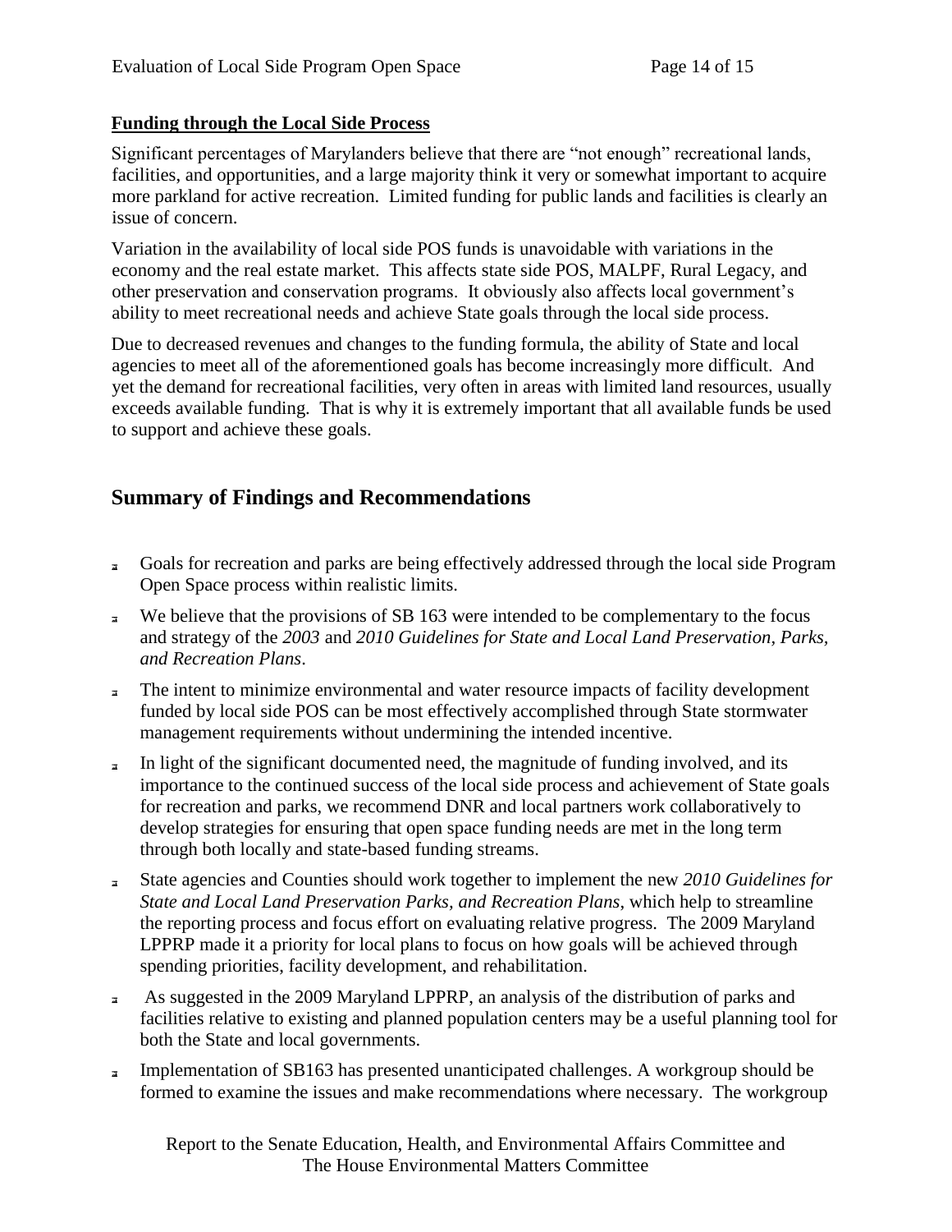**Funding through the Local Side Process**

Significant percentages of Marylanders believe that there are "not enough" recreational lands, facilities, and opportunities, and a large majority think it very or somewhat important to acquire more parkland for active recreation. Limited funding for public lands and facilities is clearly an issue of concern.

Variation in the availability of local side POS funds is unavoidable with variations in the economy and the real estate market. This affects state side POS, MALPF, Rural Legacy, and other preservation and conservation programs. It obviously also affects local government's ability to meet recreational needs and achieve State goals through the local side process.

Due to decreased revenues and changes to the funding formula, the ability of State and local agencies to meet all of the aforementioned goals has become increasingly more difficult. And yet the demand for recreational facilities, very often in areas with limited land resources, usually exceeds available funding. That is why it is extremely important that all available funds be used to support and achieve these goals.

## Summary of Findings and Recommendations

- Goals for recreation and parks are being effectively addressed through the local side Program Open Space process within realistic limits.
- We believe that the provisions of SB 163 were intended to be complementary to the focus and strategy of the *2003* and *2010 Guidelines for State and Local Land Preservation, Parks, and Recreation Plans*.
- The intent to minimize environmental and water resource impacts of facility development funded by local side POS can be most effectively accomplished through State stormwater management requirements without undermining the intended incentive.
- In light of the significant documented need, the magnitude of funding involved, and its importance to the continued success of the local side process and achievement of State goals for recreation and parks, we recommend DNR and local partners work collaboratively to develop strategies for ensuring that open space funding needs are met in the long term through both locally and state-based funding streams.
- State agencies and Counties should work together to implement the new *2010 Guidelines for State and Local Land Preservation Parks, and Recreation Plans*, which help to streamline the reporting process and focus effort on evaluating relative progress. The 2009 Maryland LPPRP made it a priority for local plans to focus on how goals will be achieved through spending priorities, facility development, and rehabilitation.
- As suggested in the 2009 Maryland LPPRP, an analysis of the distribution of parks and facilities relative to existing and planned population centers may be a useful planning tool for both the State and local governments.
- Implementation of SB163 has presented unanticipated challenges. A workgroup should be formed to examine the issues and make recommendations where necessary. The workgroup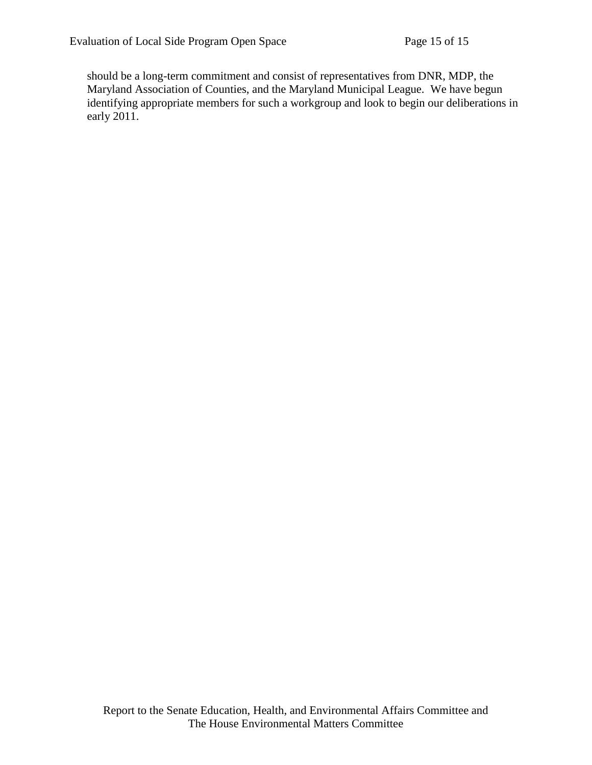should be a long-term commitment and consist of representatives from DNR, MDP, the Maryland Association of Counties, and the Maryland Municipal League. We have begun identifying appropriate members for such a workgroup and look to begin our deliberations in early 2011.